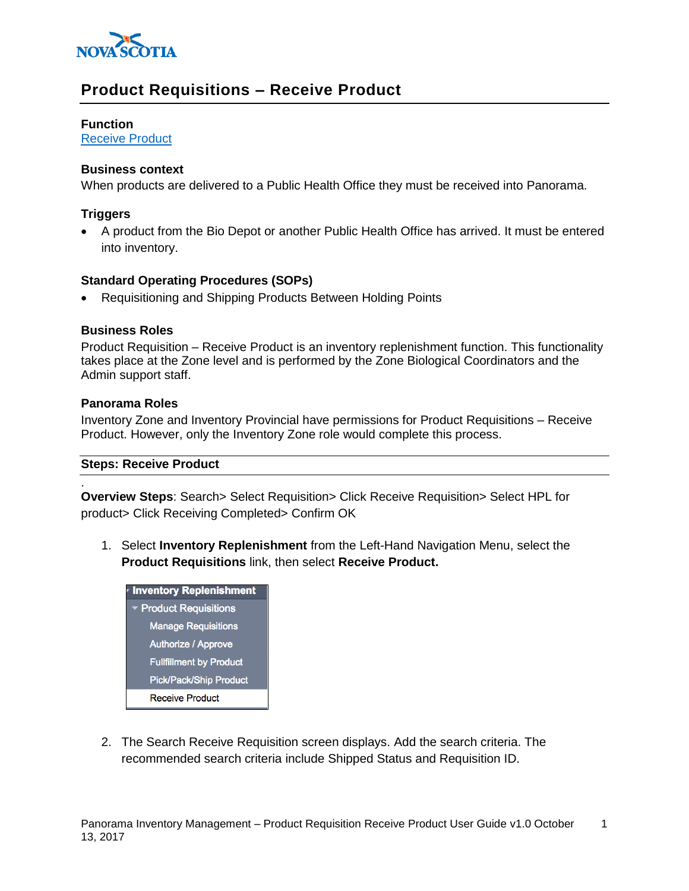# Product Requisitions – Receive Product

### Function

Receive Product

### Business context

When products are delivered to a Public Health Office they must be received into Panorama.

### Triggers

- A product from the Bio Depot or another Public Health Office has arrived. It must be entered into inventory.

### Standard Operating Procedures (SOPs)

- Requisitioning and Shipping Products Between Holding Points

### Business Roles

Product Requisition – Receive Product is an inventory replenishment function. This functionality takes place at the Zone level and is performed by the Zone Biological Coordinators and the Admin support staff.

### Panorama Roles

Inventory Zone and Inventory Provincial have permissions for Product Requisitions – Receive Product. However, only the Inventory Zone role would complete this process.

### Steps: Receive Product

.

**Overview Steps**: Search> Select Requisition> Click Receive Requisition> Select HPL for product> Click Receiving Completed> Confirm OK

1. Select **Inventory Replenishment** from the Left-Hand Navigation Menu, select the **Product Requisitions** link, then select **Receive Product.**

   Inventory Replenishment
   Product Requisitions
   Manage Requisitions
   Authorize / Approve
   Fulfillment by Product
   Pick/Pack/Ship Product
   Receive Product

2. The Search Receive Requisition screen displays. Add the search criteria. The recommended search criteria include Shipped Status and Requisition ID.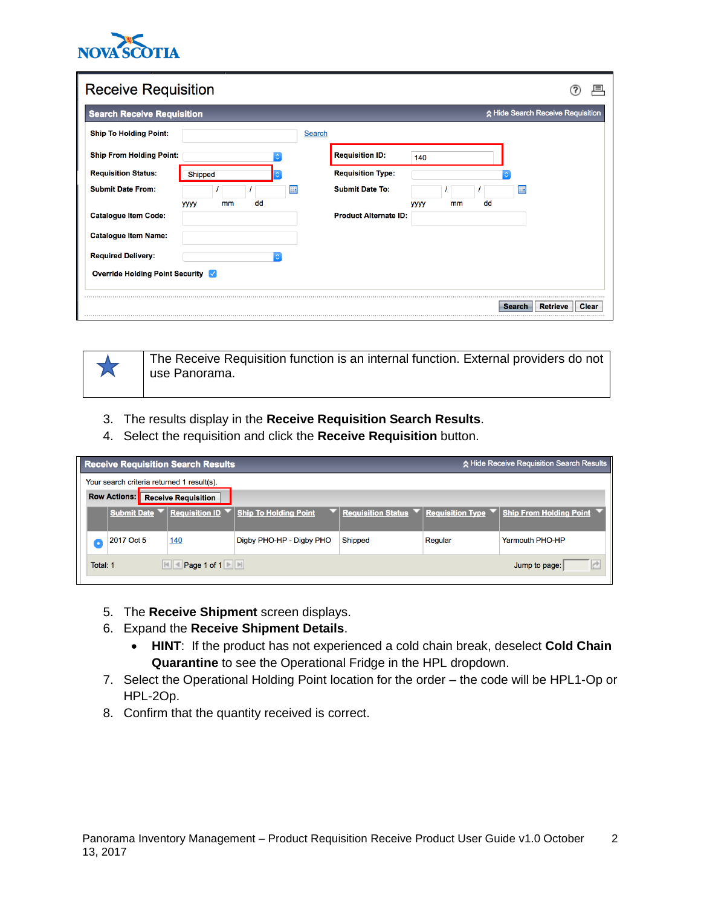**Receive Requisition**

**Search Receive Requisition** — Hide Search Receive Requisition

| | | | |
|---|---|---|---|
| Ship To Holding Point: | Search | | |
| Ship From Holding Point: | | Requisition ID: | 140 |
| Requisition Status: | Shipped | Requisition Type: | |
| Submit Date From: | yyyy / mm / dd | Submit Date To: | yyyy / mm / dd |
| Catalogue Item Code: | | Product Alternate ID: | |
| Catalogue Item Name: | | | |
| Required Delivery: | | | |
| Override Holding Point Security | ☑ | | |

Search | Retrieve | Clear

| | |
|---|---|
| ★ | The Receive Requisition function is an internal function. External providers do not use Panorama. |

3. The results display in the **Receive Requisition Search Results**.
4. Select the requisition and click the **Receive Requisition** button.

**Receive Requisition Search Results** — Hide Receive Requisition Search Results

Your search criteria returned 1 result(s).

Row Actions: Receive Requisition

| | Submit Date | Requisition ID | Ship To Holding Point | Requisition Status | Requisition Type | Ship From Holding Point |
|---|---|---|---|---|---|---|
| ◉ | 2017 Oct 5 | 140 | Digby PHO-HP - Digby PHO | Shipped | Regular | Yarmouth PHO-HP |

Total: 1 Page 1 of 1 Jump to page:

5. The **Receive Shipment** screen displays.
6. Expand the **Receive Shipment Details**.
   - **HINT**: If the product has not experienced a cold chain break, deselect **Cold Chain Quarantine** to see the Operational Fridge in the HPL dropdown.
7. Select the Operational Holding Point location for the order – the code will be HPL1-Op or HPL-2Op.
8. Confirm that the quantity received is correct.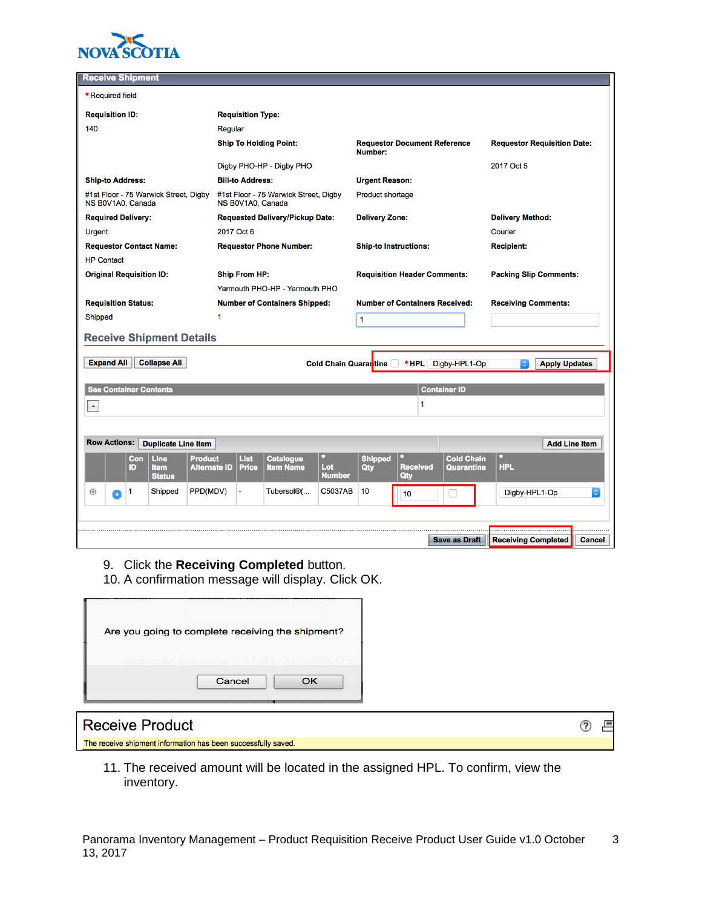9. Click the **Receiving Completed** button.
10. A confirmation message will display. Click OK.

11. The received amount will be located in the assigned HPL. To confirm, view the inventory.